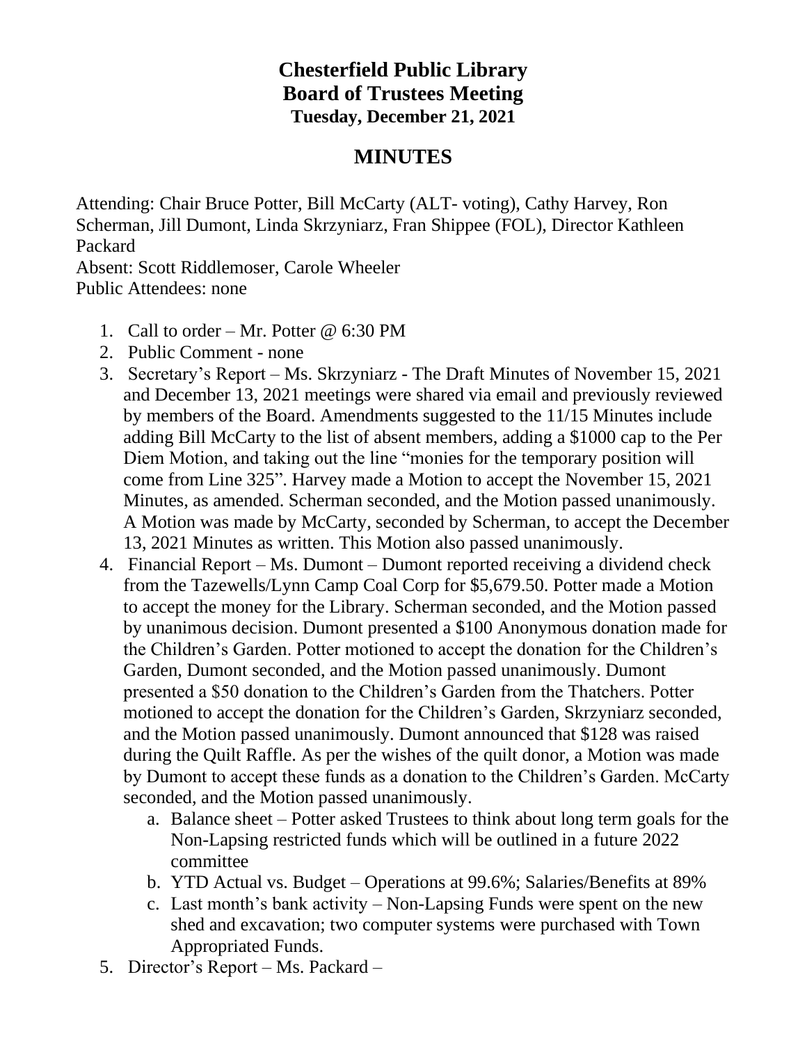# Chesterfield Public Library
## Board of Trustees Meeting
### Tuesday, December 21, 2021

## MINUTES

Attending: Chair Bruce Potter, Bill McCarty (ALT- voting), Cathy Harvey, Ron Scherman, Jill Dumont, Linda Skrzyniarz, Fran Shippee (FOL), Director Kathleen Packard
Absent: Scott Riddlemoser, Carole Wheeler
Public Attendees: none

1. Call to order – Mr. Potter @ 6:30 PM
2. Public Comment - none
3. Secretary's Report – Ms. Skrzyniarz - The Draft Minutes of November 15, 2021 and December 13, 2021 meetings were shared via email and previously reviewed by members of the Board. Amendments suggested to the 11/15 Minutes include adding Bill McCarty to the list of absent members, adding a $1000 cap to the Per Diem Motion, and taking out the line "monies for the temporary position will come from Line 325". Harvey made a Motion to accept the November 15, 2021 Minutes, as amended. Scherman seconded, and the Motion passed unanimously. A Motion was made by McCarty, seconded by Scherman, to accept the December 13, 2021 Minutes as written. This Motion also passed unanimously.
4. Financial Report – Ms. Dumont – Dumont reported receiving a dividend check from the Tazewells/Lynn Camp Coal Corp for $5,679.50. Potter made a Motion to accept the money for the Library. Scherman seconded, and the Motion passed by unanimous decision. Dumont presented a $100 Anonymous donation made for the Children's Garden. Potter motioned to accept the donation for the Children's Garden, Dumont seconded, and the Motion passed unanimously. Dumont presented a $50 donation to the Children's Garden from the Thatchers. Potter motioned to accept the donation for the Children's Garden, Skrzyniarz seconded, and the Motion passed unanimously. Dumont announced that $128 was raised during the Quilt Raffle. As per the wishes of the quilt donor, a Motion was made by Dumont to accept these funds as a donation to the Children's Garden. McCarty seconded, and the Motion passed unanimously.
   a. Balance sheet – Potter asked Trustees to think about long term goals for the Non-Lapsing restricted funds which will be outlined in a future 2022 committee
   b. YTD Actual vs. Budget – Operations at 99.6%; Salaries/Benefits at 89%
   c. Last month's bank activity – Non-Lapsing Funds were spent on the new shed and excavation; two computer systems were purchased with Town Appropriated Funds.
5. Director's Report – Ms. Packard –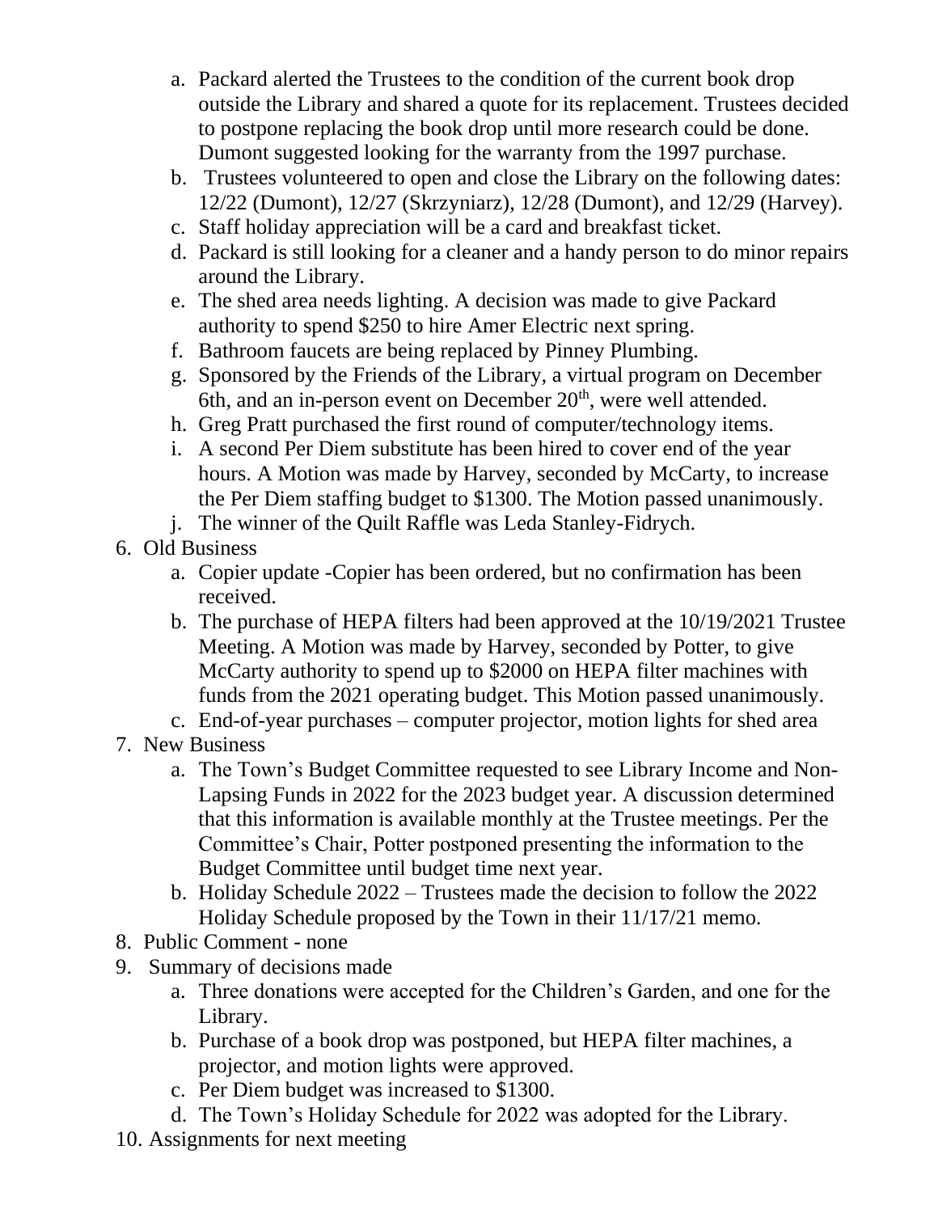a. Packard alerted the Trustees to the condition of the current book drop outside the Library and shared a quote for its replacement. Trustees decided to postpone replacing the book drop until more research could be done. Dumont suggested looking for the warranty from the 1997 purchase.
   b. Trustees volunteered to open and close the Library on the following dates: 12/22 (Dumont), 12/27 (Skrzyniarz), 12/28 (Dumont), and 12/29 (Harvey).
   c. Staff holiday appreciation will be a card and breakfast ticket.
   d. Packard is still looking for a cleaner and a handy person to do minor repairs around the Library.
   e. The shed area needs lighting. A decision was made to give Packard authority to spend $250 to hire Amer Electric next spring.
   f. Bathroom faucets are being replaced by Pinney Plumbing.
   g. Sponsored by the Friends of the Library, a virtual program on December 6th, and an in-person event on December 20th, were well attended.
   h. Greg Pratt purchased the first round of computer/technology items.
   i. A second Per Diem substitute has been hired to cover end of the year hours. A Motion was made by Harvey, seconded by McCarty, to increase the Per Diem staffing budget to $1300. The Motion passed unanimously.
   j. The winner of the Quilt Raffle was Leda Stanley-Fidrych.

6. Old Business
   a. Copier update -Copier has been ordered, but no confirmation has been received.
   b. The purchase of HEPA filters had been approved at the 10/19/2021 Trustee Meeting. A Motion was made by Harvey, seconded by Potter, to give McCarty authority to spend up to $2000 on HEPA filter machines with funds from the 2021 operating budget. This Motion passed unanimously.
   c. End-of-year purchases – computer projector, motion lights for shed area
7. New Business
   a. The Town's Budget Committee requested to see Library Income and Non-Lapsing Funds in 2022 for the 2023 budget year. A discussion determined that this information is available monthly at the Trustee meetings. Per the Committee's Chair, Potter postponed presenting the information to the Budget Committee until budget time next year.
   b. Holiday Schedule 2022 – Trustees made the decision to follow the 2022 Holiday Schedule proposed by the Town in their 11/17/21 memo.
8. Public Comment - none
9. Summary of decisions made
   a. Three donations were accepted for the Children's Garden, and one for the Library.
   b. Purchase of a book drop was postponed, but HEPA filter machines, a projector, and motion lights were approved.
   c. Per Diem budget was increased to $1300.
   d. The Town's Holiday Schedule for 2022 was adopted for the Library.
10. Assignments for next meeting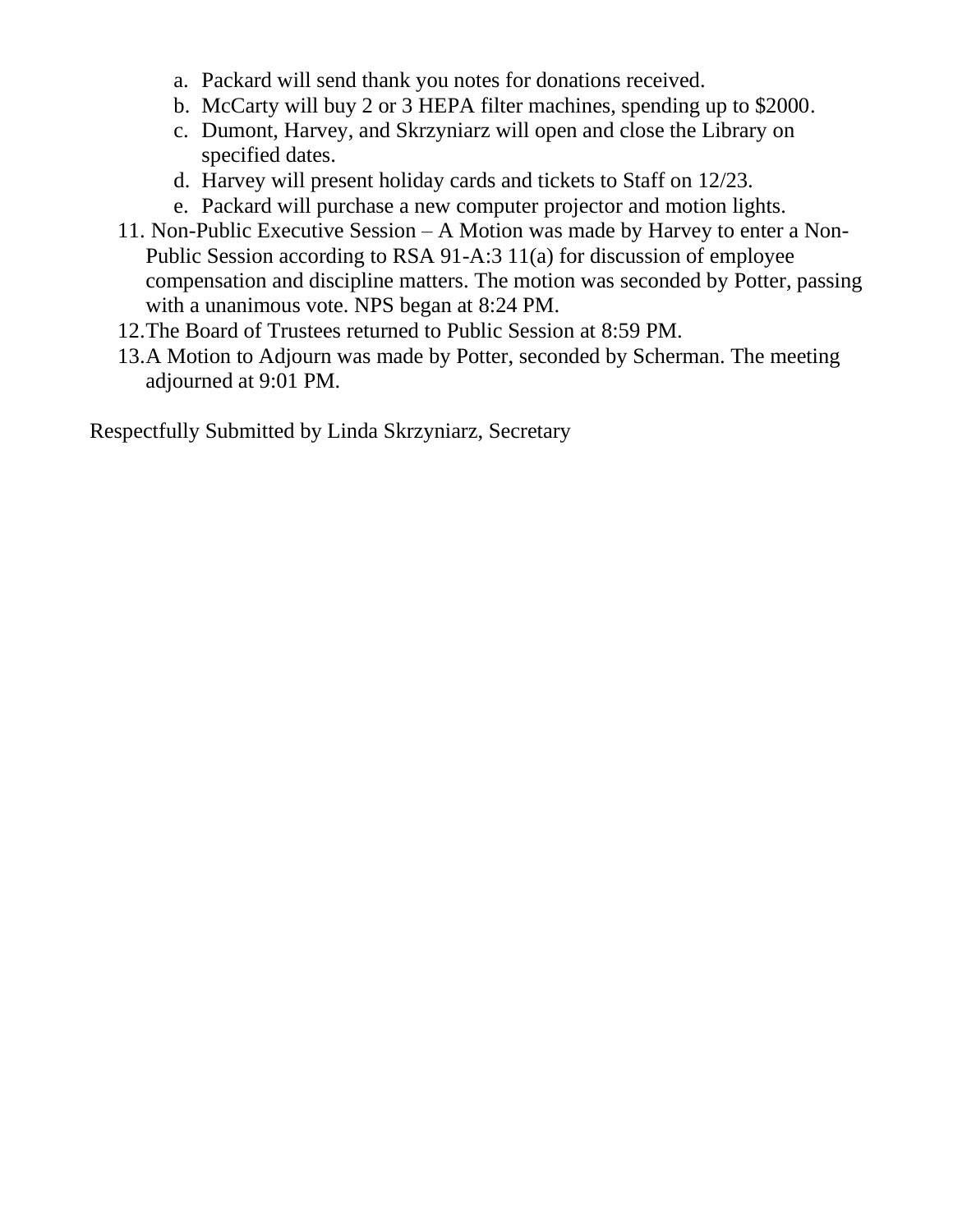a. Packard will send thank you notes for donations received.
   b. McCarty will buy 2 or 3 HEPA filter machines, spending up to $2000.
   c. Dumont, Harvey, and Skrzyniarz will open and close the Library on specified dates.
   d. Harvey will present holiday cards and tickets to Staff on 12/23.
   e. Packard will purchase a new computer projector and motion lights.

11. Non-Public Executive Session – A Motion was made by Harvey to enter a Non-Public Session according to RSA 91-A:3 11(a) for discussion of employee compensation and discipline matters. The motion was seconded by Potter, passing with a unanimous vote. NPS began at 8:24 PM.
12. The Board of Trustees returned to Public Session at 8:59 PM.
13. A Motion to Adjourn was made by Potter, seconded by Scherman. The meeting adjourned at 9:01 PM.

Respectfully Submitted by Linda Skrzyniarz, Secretary